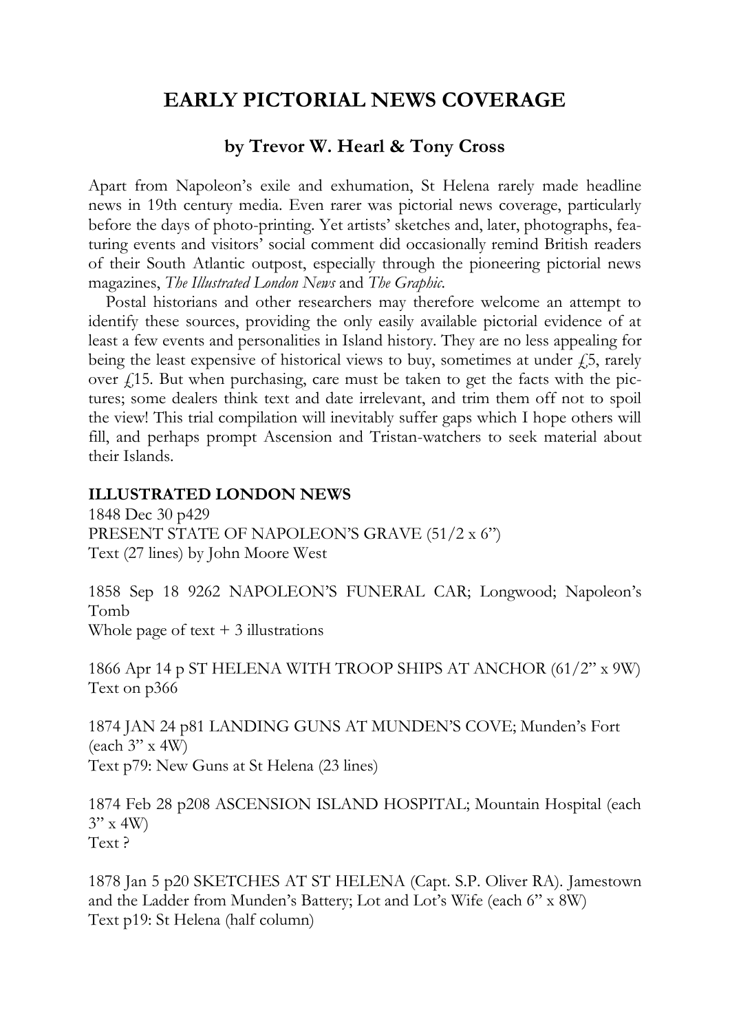# EARLY PICTORIAL NEWS COVERAGE

## by Trevor W. Hearl & Tony Cross

Apart from Napoleon's exile and exhumation, St Helena rarely made headline news in 19th century media. Even rarer was pictorial news coverage, particularly before the days of photo-printing. Yet artists' sketches and, later, photographs, featuring events and visitors' social comment did occasionally remind British readers of their South Atlantic outpost, especially through the pioneering pictorial news magazines, *The Illustrated London News* and *The Graphic*.

Postal historians and other researchers may therefore welcome an attempt to identify these sources, providing the only easily available pictorial evidence of at least a few events and personalities in Island history. They are no less appealing for being the least expensive of historical views to buy, sometimes at under £5, rarely over £15. But when purchasing, care must be taken to get the facts with the pictures; some dealers think text and date irrelevant, and trim them off not to spoil the view! This trial compilation will inevitably suffer gaps which I hope others will fill, and perhaps prompt Ascension and Tristan-watchers to seek material about their Islands.

**ILLUSTRATED LONDON NEWS**

1848 Dec 30 p429
PRESENT STATE OF NAPOLEON'S GRAVE (51/2 x 6")
Text (27 lines) by John Moore West

1858 Sep 18 9262 NAPOLEON'S FUNERAL CAR; Longwood; Napoleon's Tomb
Whole page of text + 3 illustrations

1866 Apr 14 p ST HELENA WITH TROOP SHIPS AT ANCHOR (61/2" x 9W)
Text on p366

1874 JAN 24 p81 LANDING GUNS AT MUNDEN'S COVE; Munden's Fort (each 3" x 4W)
Text p79: New Guns at St Helena (23 lines)

1874 Feb 28 p208 ASCENSION ISLAND HOSPITAL; Mountain Hospital (each 3" x 4W)
Text ?

1878 Jan 5 p20 SKETCHES AT ST HELENA (Capt. S.P. Oliver RA). Jamestown and the Ladder from Munden's Battery; Lot and Lot's Wife (each 6" x 8W)
Text p19: St Helena (half column)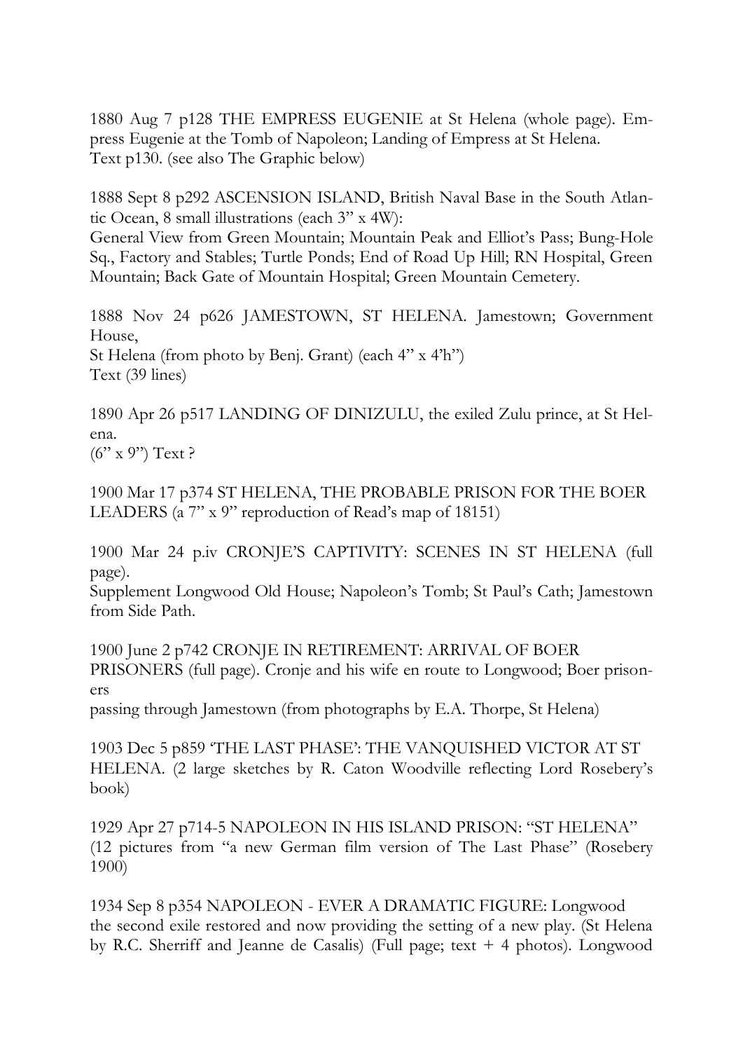1880 Aug 7 p128 THE EMPRESS EUGENIE at St Helena (whole page). Empress Eugenie at the Tomb of Napoleon; Landing of Empress at St Helena. Text p130. (see also The Graphic below)

1888 Sept 8 p292 ASCENSION ISLAND, British Naval Base in the South Atlantic Ocean, 8 small illustrations (each 3" x 4W):
General View from Green Mountain; Mountain Peak and Elliot's Pass; Bung-Hole Sq., Factory and Stables; Turtle Ponds; End of Road Up Hill; RN Hospital, Green Mountain; Back Gate of Mountain Hospital; Green Mountain Cemetery.

1888 Nov 24 p626 JAMESTOWN, ST HELENA. Jamestown; Government House,
St Helena (from photo by Benj. Grant) (each 4" x 4'h")
Text (39 lines)

1890 Apr 26 p517 LANDING OF DINIZULU, the exiled Zulu prince, at St Helena.
(6" x 9") Text ?

1900 Mar 17 p374 ST HELENA, THE PROBABLE PRISON FOR THE BOER LEADERS (a 7" x 9" reproduction of Read's map of 18151)

1900 Mar 24 p.iv CRONJE'S CAPTIVITY: SCENES IN ST HELENA (full page).
Supplement Longwood Old House; Napoleon's Tomb; St Paul's Cath; Jamestown from Side Path.

1900 June 2 p742 CRONJE IN RETIREMENT: ARRIVAL OF BOER PRISONERS (full page). Cronje and his wife en route to Longwood; Boer prisoners
passing through Jamestown (from photographs by E.A. Thorpe, St Helena)

1903 Dec 5 p859 'THE LAST PHASE': THE VANQUISHED VICTOR AT ST HELENA. (2 large sketches by R. Caton Woodville reflecting Lord Rosebery's book)

1929 Apr 27 p714-5 NAPOLEON IN HIS ISLAND PRISON: "ST HELENA" (12 pictures from "a new German film version of The Last Phase" (Rosebery 1900)

1934 Sep 8 p354 NAPOLEON - EVER A DRAMATIC FIGURE: Longwood the second exile restored and now providing the setting of a new play. (St Helena by R.C. Sherriff and Jeanne de Casalis) (Full page; text + 4 photos). Longwood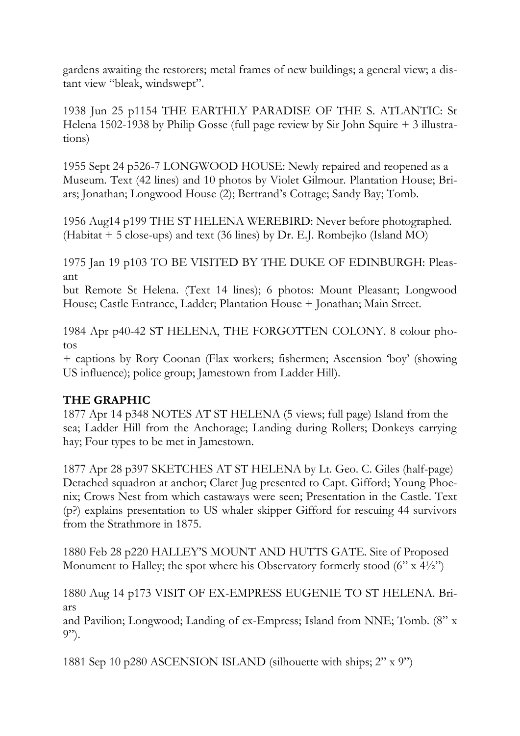gardens awaiting the restorers; metal frames of new buildings; a general view; a distant view "bleak, windswept".

1938 Jun 25 p1154 THE EARTHLY PARADISE OF THE S. ATLANTIC: St Helena 1502-1938 by Philip Gosse (full page review by Sir John Squire + 3 illustrations)

1955 Sept 24 p526-7 LONGWOOD HOUSE: Newly repaired and reopened as a Museum. Text (42 lines) and 10 photos by Violet Gilmour. Plantation House; Briars; Jonathan; Longwood House (2); Bertrand's Cottage; Sandy Bay; Tomb.

1956 Aug14 p199 THE ST HELENA WEREBIRD: Never before photographed. (Habitat + 5 close-ups) and text (36 lines) by Dr. E.J. Rombejko (Island MO)

1975 Jan 19 p103 TO BE VISITED BY THE DUKE OF EDINBURGH: Pleasant but Remote St Helena. (Text 14 lines); 6 photos: Mount Pleasant; Longwood House; Castle Entrance, Ladder; Plantation House + Jonathan; Main Street.

1984 Apr p40-42 ST HELENA, THE FORGOTTEN COLONY. 8 colour photos + captions by Rory Coonan (Flax workers; fishermen; Ascension 'boy' (showing US influence); police group; Jamestown from Ladder Hill).

**THE GRAPHIC**

1877 Apr 14 p348 NOTES AT ST HELENA (5 views; full page) Island from the sea; Ladder Hill from the Anchorage; Landing during Rollers; Donkeys carrying hay; Four types to be met in Jamestown.

1877 Apr 28 p397 SKETCHES AT ST HELENA by Lt. Geo. C. Giles (half-page) Detached squadron at anchor; Claret Jug presented to Capt. Gifford; Young Phoenix; Crows Nest from which castaways were seen; Presentation in the Castle. Text (p?) explains presentation to US whaler skipper Gifford for rescuing 44 survivors from the Strathmore in 1875.

1880 Feb 28 p220 HALLEY'S MOUNT AND HUTTS GATE. Site of Proposed Monument to Halley; the spot where his Observatory formerly stood (6" x 4½")

1880 Aug 14 p173 VISIT OF EX-EMPRESS EUGENIE TO ST HELENA. Briars and Pavilion; Longwood; Landing of ex-Empress; Island from NNE; Tomb. (8" x 9").

1881 Sep 10 p280 ASCENSION ISLAND (silhouette with ships; 2" x 9")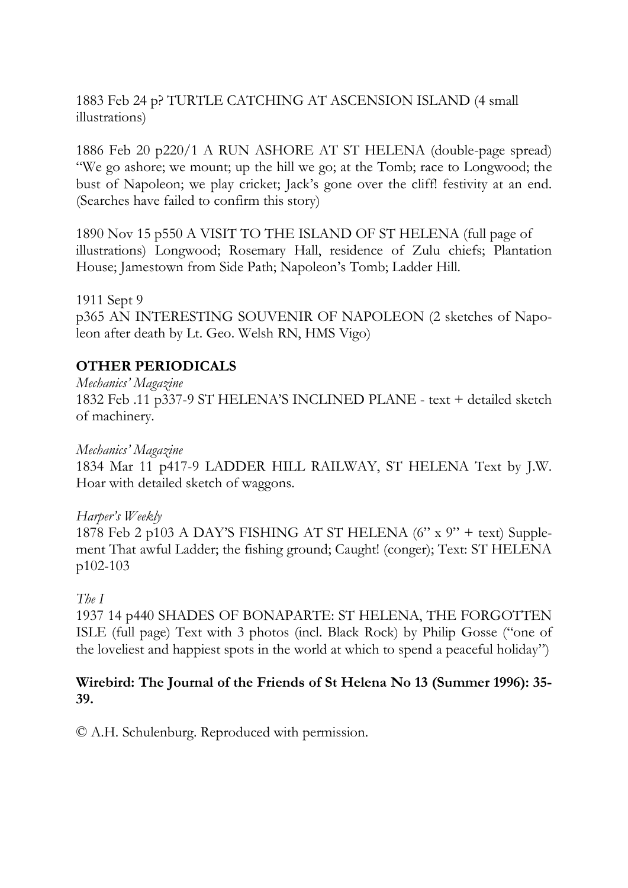1883 Feb 24 p? TURTLE CATCHING AT ASCENSION ISLAND (4 small illustrations)

1886 Feb 20 p220/1 A RUN ASHORE AT ST HELENA (double-page spread) "We go ashore; we mount; up the hill we go; at the Tomb; race to Longwood; the bust of Napoleon; we play cricket; Jack's gone over the cliff! festivity at an end. (Searches have failed to confirm this story)

1890 Nov 15 p550 A VISIT TO THE ISLAND OF ST HELENA (full page of illustrations) Longwood; Rosemary Hall, residence of Zulu chiefs; Plantation House; Jamestown from Side Path; Napoleon's Tomb; Ladder Hill.

1911 Sept 9
p365 AN INTERESTING SOUVENIR OF NAPOLEON (2 sketches of Napoleon after death by Lt. Geo. Welsh RN, HMS Vigo)

## OTHER PERIODICALS

*Mechanics' Magazine*
1832 Feb .11 p337-9 ST HELENA'S INCLINED PLANE - text + detailed sketch of machinery.

*Mechanics' Magazine*
1834 Mar 11 p417-9 LADDER HILL RAILWAY, ST HELENA Text by J.W. Hoar with detailed sketch of waggons.

*Harper's Weekly*
1878 Feb 2 p103 A DAY'S FISHING AT ST HELENA (6" x 9" + text) Supplement That awful Ladder; the fishing ground; Caught! (conger); Text: ST HELENA p102-103

*The I*
1937 14 p440 SHADES OF BONAPARTE: ST HELENA, THE FORGOTTEN ISLE (full page) Text with 3 photos (incl. Black Rock) by Philip Gosse ("one of the loveliest and happiest spots in the world at which to spend a peaceful holiday")

**Wirebird: The Journal of the Friends of St Helena No 13 (Summer 1996): 35-39.**

© A.H. Schulenburg. Reproduced with permission.